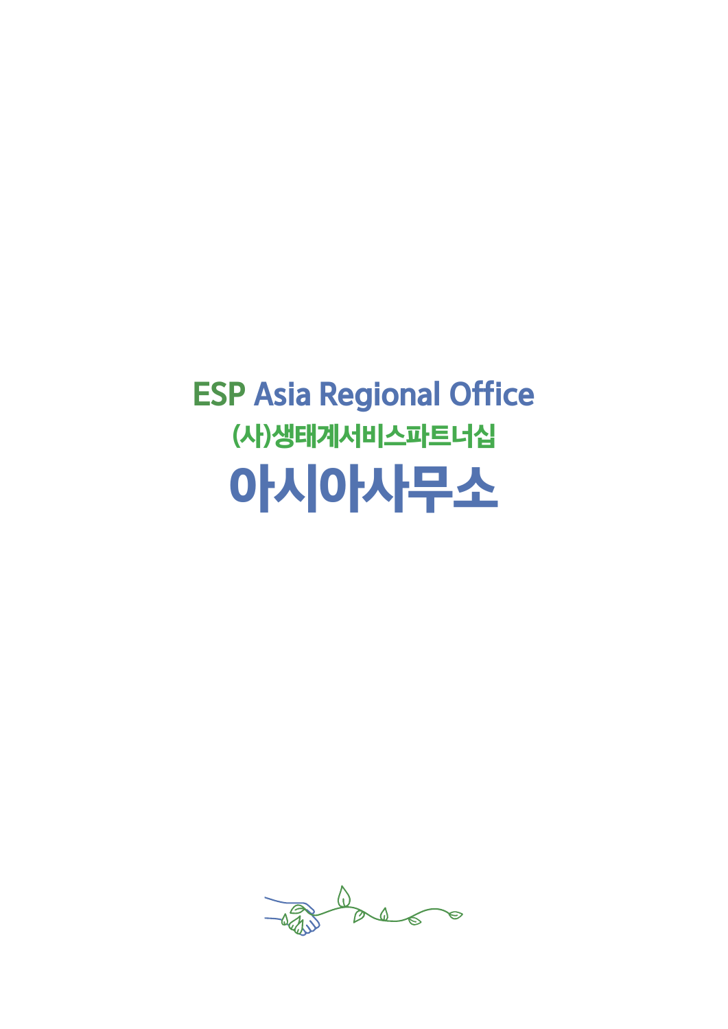# ESP Asia Regional Office

## (사)생태계서비스파트너십

# 아시아사무소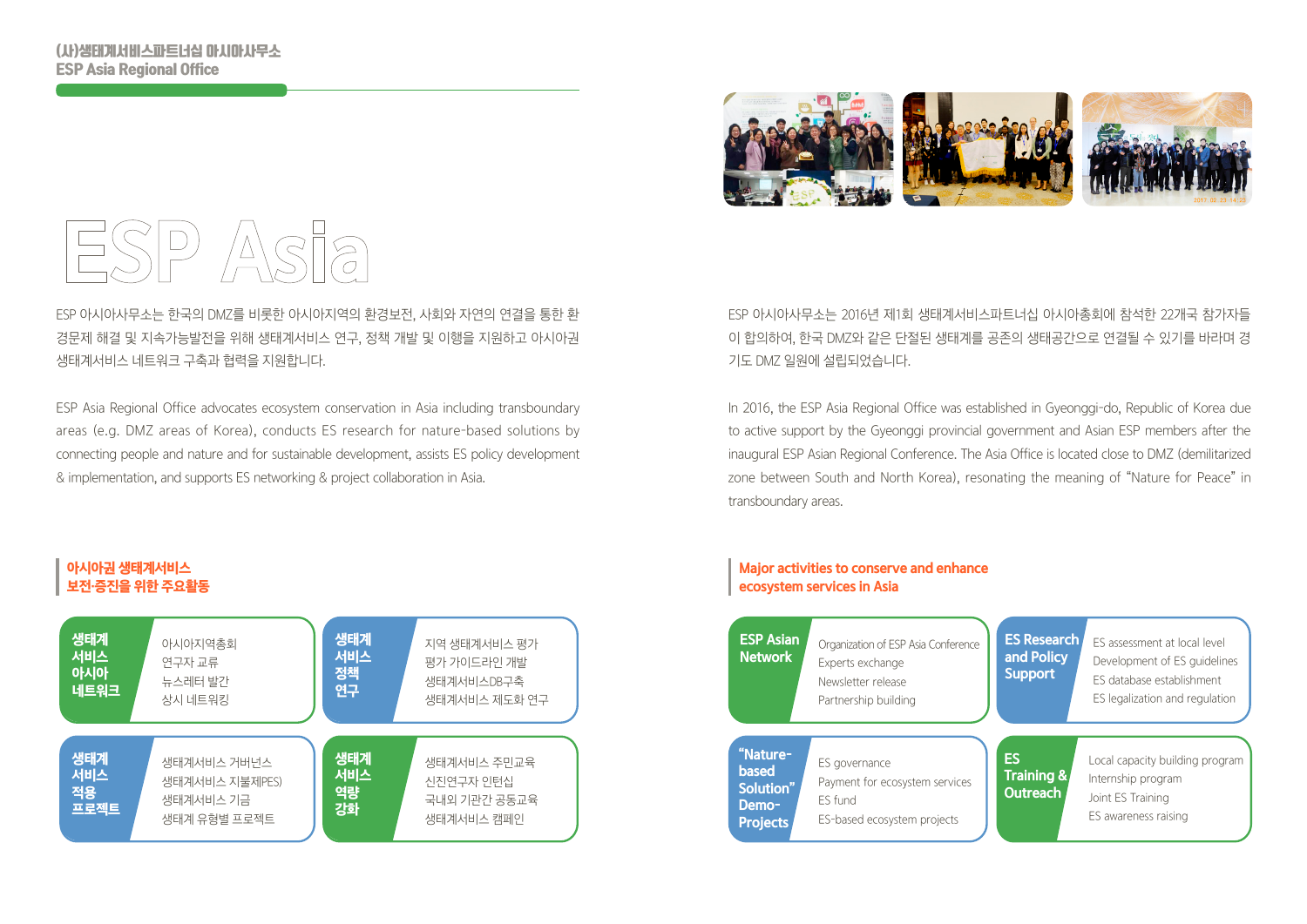(사)생태계서비스파트너십 아시아사무소
ESP Asia Regional Office

# ESP Asia

ESP 아시아사무소는 한국의 DMZ를 비롯한 아시아지역의 환경보전, 사회와 자연의 연결을 통한 환경문제 해결 및 지속가능발전을 위해 생태계서비스 연구, 정책 개발 및 이행을 지원하고 아시아권 생태계서비스 네트워크 구축과 협력을 지원합니다.

ESP Asia Regional Office advocates ecosystem conservation in Asia including transboundary areas (e.g. DMZ areas of Korea), conducts ES research for nature-based solutions by connecting people and nature and for sustainable development, assists ES policy development & implementation, and supports ES networking & project collaboration in Asia.

ESP 아시아사무소는 2016년 제1회 생태계서비스파트너십 아시아총회에 참석한 22개국 참가자들이 합의하여, 한국 DMZ와 같은 단절된 생태계를 공존의 생태공간으로 연결될 수 있기를 바라며 경기도 DMZ 일원에 설립되었습니다.

In 2016, the ESP Asia Regional Office was established in Gyeonggi-do, Republic of Korea due to active support by the Gyeonggi provincial government and Asian ESP members after the inaugural ESP Asian Regional Conference. The Asia Office is located close to DMZ (demilitarized zone between South and North Korea), resonating the meaning of “Nature for Peace” in transboundary areas.

## 아시아권 생태계서비스 보전·증진을 위한 주요활동

**생태계 서비스 아시아 네트워크**
- 아시아지역총회
- 연구자 교류
- 뉴스레터 발간
- 상시 네트워킹

**생태계 서비스 정책 연구**
- 지역 생태계서비스 평가
- 평가 가이드라인 개발
- 생태계서비스DB구축
- 생태계서비스 제도화 연구

**생태계 서비스 적용 프로젝트**
- 생태계서비스 거버넌스
- 생태계서비스 지불제(PES)
- 생태계서비스 기금
- 생태계 유형별 프로젝트

**생태계 서비스 역량 강화**
- 생태계서비스 주민교육
- 신진연구자 인턴십
- 국내외 기관간 공동교육
- 생태계서비스 캠페인

## Major activities to conserve and enhance ecosystem services in Asia

**ESP Asian Network**
- Organization of ESP Asia Conference
- Experts exchange
- Newsletter release
- Partnership building

**ES Research and Policy Support**
- ES assessment at local level
- Development of ES guidelines
- ES database establishment
- ES legalization and regulation

**“Nature-based Solution” Demo-Projects**
- ES governance
- Payment for ecosystem services
- ES fund
- ES-based ecosystem projects

**ES Training & Outreach**
- Local capacity building program
- Internship program
- Joint ES Training
- ES awareness raising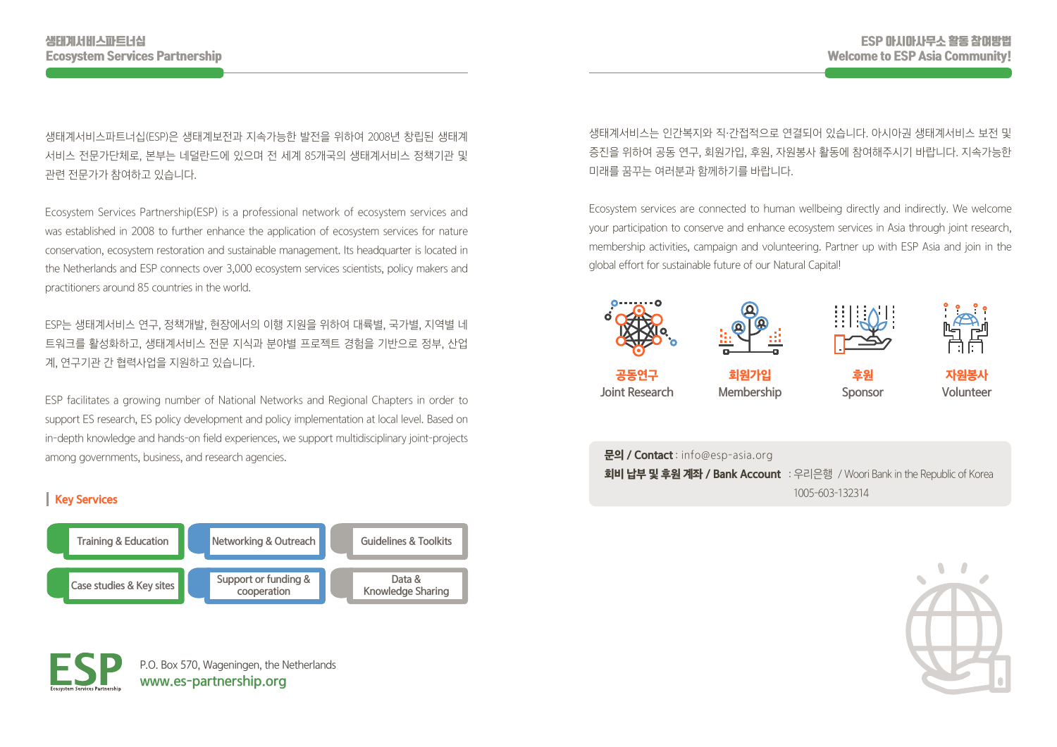## 생태계서비스파트너십
## Ecosystem Services Partnership

생태계서비스파트너십(ESP)은 생태계보전과 지속가능한 발전을 위하여 2008년 창립된 생태계 서비스 전문가단체로, 본부는 네덜란드에 있으며 전 세계 85개국의 생태계서비스 정책기관 및 관련 전문가가 참여하고 있습니다.

Ecosystem Services Partnership(ESP) is a professional network of ecosystem services and was established in 2008 to further enhance the application of ecosystem services for nature conservation, ecosystem restoration and sustainable management. Its headquarter is located in the Netherlands and ESP connects over 3,000 ecosystem services scientists, policy makers and practitioners around 85 countries in the world.

ESP는 생태계서비스 연구, 정책개발, 현장에서의 이행 지원을 위하여 대륙별, 국가별, 지역별 네트워크를 활성화하고, 생태계서비스 전문 지식과 분야별 프로젝트 경험을 기반으로 정부, 산업계, 연구기관 간 협력사업을 지원하고 있습니다.

ESP facilitates a growing number of National Networks and Regional Chapters in order to support ES research, ES policy development and policy implementation at local level. Based on in-depth knowledge and hands-on field experiences, we support multidisciplinary joint-projects among governments, business, and research agencies.

### Key Services

- Training & Education
- Networking & Outreach
- Guidelines & Toolkits
- Case studies & Key sites
- Support or funding & cooperation
- Data & Knowledge Sharing

ESP Ecosystem Services Partnership

P.O. Box 570, Wageningen, the Netherlands
www.es-partnership.org

## ESP 아시아사무소 활동 참여방법
## Welcome to ESP Asia Community!

생태계서비스는 인간복지와 직·간접적으로 연결되어 있습니다. 아시아권 생태계서비스 보전 및 증진을 위하여 공동 연구, 회원가입, 후원, 자원봉사 활동에 참여해주시기 바랍니다. 지속가능한 미래를 꿈꾸는 여러분과 함께하기를 바랍니다.

Ecosystem services are connected to human wellbeing directly and indirectly. We welcome your participation to conserve and enhance ecosystem services in Asia through joint research, membership activities, campaign and volunteering. Partner up with ESP Asia and join in the global effort for sustainable future of our Natural Capital!

- **공동연구** Joint Research
- **회원가입** Membership
- **후원** Sponsor
- **자원봉사** Volunteer

**문의 / Contact** : info@esp-asia.org
**회비 납부 및 후원 계좌 / Bank Account** : 우리은행 / Woori Bank in the Republic of Korea
1005-603-132314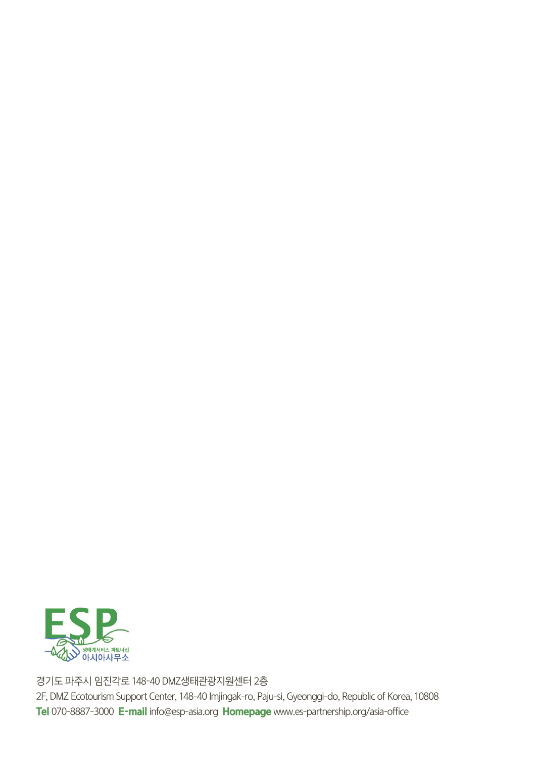ESP

생태계서비스 파트너십

아시아사무소

경기도 파주시 임진각로 148-40 DMZ생태관광지원센터 2층

2F, DMZ Ecotourism Support Center, 148-40 Imjingak-ro, Paju-si, Gyeonggi-do, Republic of Korea, 10808

**Tel** 070-8887-3000 **E-mail** info@esp-asia.org **Homepage** www.es-partnership.org/asia-office